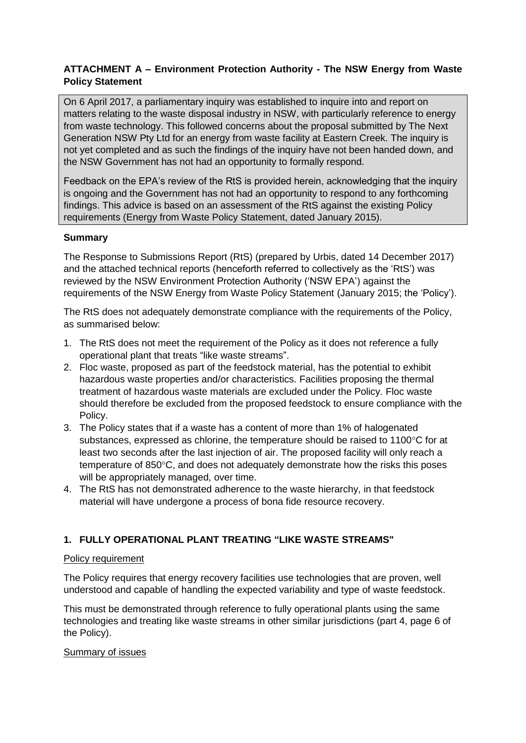**ATTACHMENT A – Environment Protection Authority - The NSW Energy from Waste Policy Statement**

> On 6 April 2017, a parliamentary inquiry was established to inquire into and report on matters relating to the waste disposal industry in NSW, with particularly reference to energy from waste technology. This followed concerns about the proposal submitted by The Next Generation NSW Pty Ltd for an energy from waste facility at Eastern Creek. The inquiry is not yet completed and as such the findings of the inquiry have not been handed down, and the NSW Government has not had an opportunity to formally respond.
>
> Feedback on the EPA's review of the RtS is provided herein, acknowledging that the inquiry is ongoing and the Government has not had an opportunity to respond to any forthcoming findings. This advice is based on an assessment of the RtS against the existing Policy requirements (Energy from Waste Policy Statement, dated January 2015).

**Summary**

The Response to Submissions Report (RtS) (prepared by Urbis, dated 14 December 2017) and the attached technical reports (henceforth referred to collectively as the 'RtS') was reviewed by the NSW Environment Protection Authority ('NSW EPA') against the requirements of the NSW Energy from Waste Policy Statement (January 2015; the 'Policy').

The RtS does not adequately demonstrate compliance with the requirements of the Policy, as summarised below:

1. The RtS does not meet the requirement of the Policy as it does not reference a fully operational plant that treats "like waste streams".
2. Floc waste, proposed as part of the feedstock material, has the potential to exhibit hazardous waste properties and/or characteristics. Facilities proposing the thermal treatment of hazardous waste materials are excluded under the Policy. Floc waste should therefore be excluded from the proposed feedstock to ensure compliance with the Policy.
3. The Policy states that if a waste has a content of more than 1% of halogenated substances, expressed as chlorine, the temperature should be raised to 1100°C for at least two seconds after the last injection of air. The proposed facility will only reach a temperature of 850°C, and does not adequately demonstrate how the risks this poses will be appropriately managed, over time.
4. The RtS has not demonstrated adherence to the waste hierarchy, in that feedstock material will have undergone a process of bona fide resource recovery.

**1. FULLY OPERATIONAL PLANT TREATING "LIKE WASTE STREAMS"**

Policy requirement

The Policy requires that energy recovery facilities use technologies that are proven, well understood and capable of handling the expected variability and type of waste feedstock.

This must be demonstrated through reference to fully operational plants using the same technologies and treating like waste streams in other similar jurisdictions (part 4, page 6 of the Policy).

Summary of issues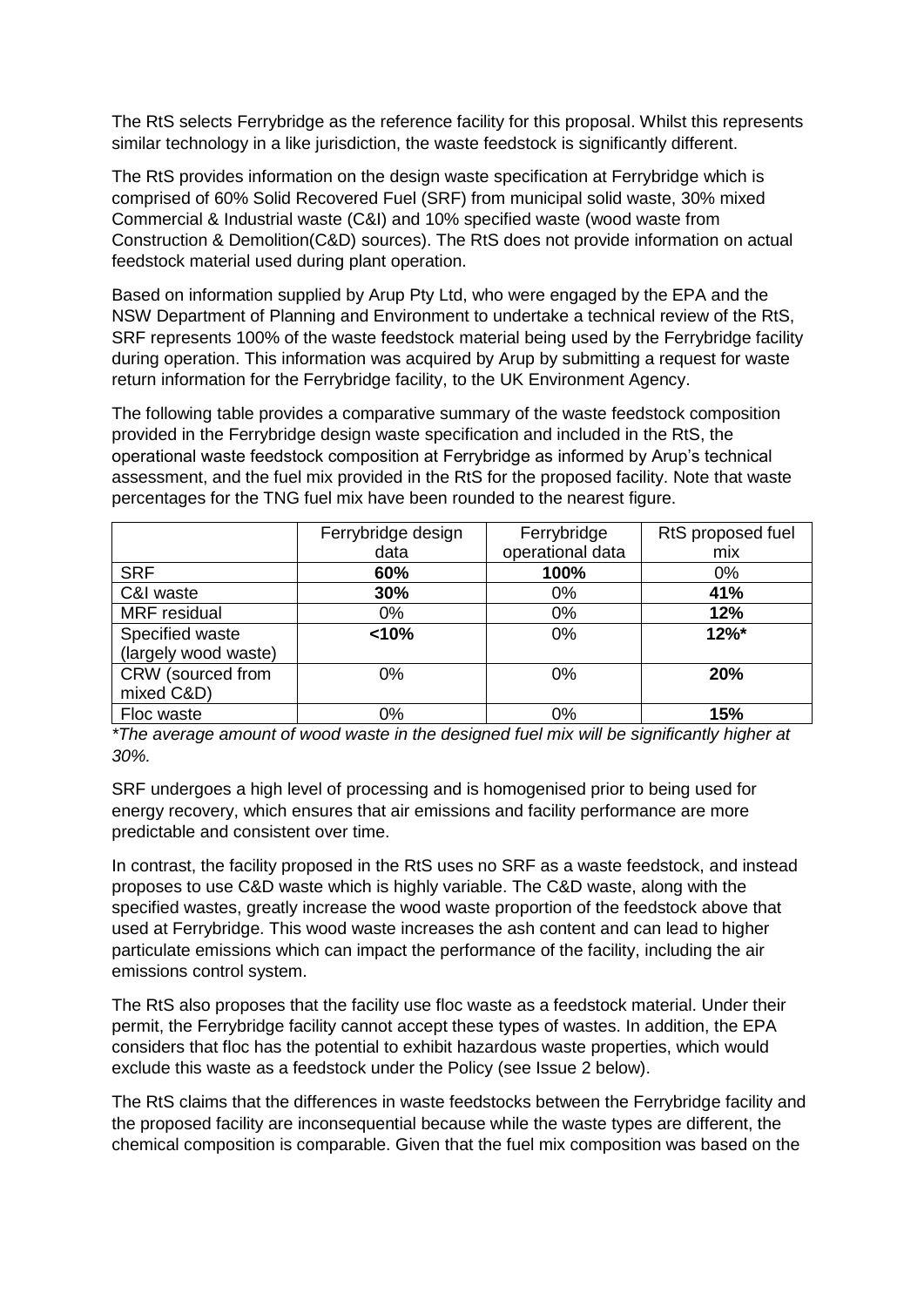The RtS selects Ferrybridge as the reference facility for this proposal. Whilst this represents similar technology in a like jurisdiction, the waste feedstock is significantly different.

The RtS provides information on the design waste specification at Ferrybridge which is comprised of 60% Solid Recovered Fuel (SRF) from municipal solid waste, 30% mixed Commercial & Industrial waste (C&I) and 10% specified waste (wood waste from Construction & Demolition(C&D) sources). The RtS does not provide information on actual feedstock material used during plant operation.

Based on information supplied by Arup Pty Ltd, who were engaged by the EPA and the NSW Department of Planning and Environment to undertake a technical review of the RtS, SRF represents 100% of the waste feedstock material being used by the Ferrybridge facility during operation. This information was acquired by Arup by submitting a request for waste return information for the Ferrybridge facility, to the UK Environment Agency.

The following table provides a comparative summary of the waste feedstock composition provided in the Ferrybridge design waste specification and included in the RtS, the operational waste feedstock composition at Ferrybridge as informed by Arup's technical assessment, and the fuel mix provided in the RtS for the proposed facility. Note that waste percentages for the TNG fuel mix have been rounded to the nearest figure.

| | Ferrybridge design data | Ferrybridge operational data | RtS proposed fuel mix |
|---|---|---|---|
| SRF | **60%** | **100%** | 0% |
| C&I waste | **30%** | 0% | **41%** |
| MRF residual | 0% | 0% | **12%** |
| Specified waste (largely wood waste) | **<10%** | 0% | **12%*** |
| CRW (sourced from mixed C&D) | 0% | 0% | **20%** |
| Floc waste | 0% | 0% | **15%** |

*\*The average amount of wood waste in the designed fuel mix will be significantly higher at 30%.*

SRF undergoes a high level of processing and is homogenised prior to being used for energy recovery, which ensures that air emissions and facility performance are more predictable and consistent over time.

In contrast, the facility proposed in the RtS uses no SRF as a waste feedstock, and instead proposes to use C&D waste which is highly variable. The C&D waste, along with the specified wastes, greatly increase the wood waste proportion of the feedstock above that used at Ferrybridge. This wood waste increases the ash content and can lead to higher particulate emissions which can impact the performance of the facility, including the air emissions control system.

The RtS also proposes that the facility use floc waste as a feedstock material. Under their permit, the Ferrybridge facility cannot accept these types of wastes. In addition, the EPA considers that floc has the potential to exhibit hazardous waste properties, which would exclude this waste as a feedstock under the Policy (see Issue 2 below).

The RtS claims that the differences in waste feedstocks between the Ferrybridge facility and the proposed facility are inconsequential because while the waste types are different, the chemical composition is comparable. Given that the fuel mix composition was based on the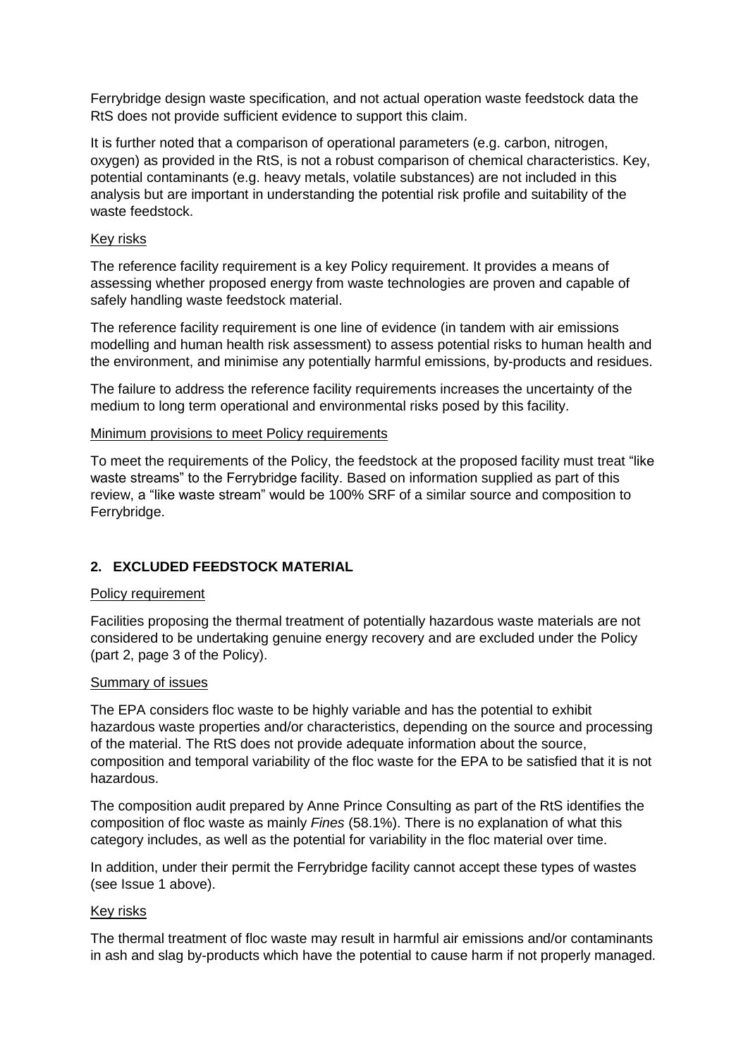Ferrybridge design waste specification, and not actual operation waste feedstock data the RtS does not provide sufficient evidence to support this claim.

It is further noted that a comparison of operational parameters (e.g. carbon, nitrogen, oxygen) as provided in the RtS, is not a robust comparison of chemical characteristics. Key, potential contaminants (e.g. heavy metals, volatile substances) are not included in this analysis but are important in understanding the potential risk profile and suitability of the waste feedstock.

Key risks

The reference facility requirement is a key Policy requirement. It provides a means of assessing whether proposed energy from waste technologies are proven and capable of safely handling waste feedstock material.

The reference facility requirement is one line of evidence (in tandem with air emissions modelling and human health risk assessment) to assess potential risks to human health and the environment, and minimise any potentially harmful emissions, by-products and residues.

The failure to address the reference facility requirements increases the uncertainty of the medium to long term operational and environmental risks posed by this facility.

Minimum provisions to meet Policy requirements

To meet the requirements of the Policy, the feedstock at the proposed facility must treat "like waste streams" to the Ferrybridge facility. Based on information supplied as part of this review, a "like waste stream" would be 100% SRF of a similar source and composition to Ferrybridge.

## 2. EXCLUDED FEEDSTOCK MATERIAL

Policy requirement

Facilities proposing the thermal treatment of potentially hazardous waste materials are not considered to be undertaking genuine energy recovery and are excluded under the Policy (part 2, page 3 of the Policy).

Summary of issues

The EPA considers floc waste to be highly variable and has the potential to exhibit hazardous waste properties and/or characteristics, depending on the source and processing of the material. The RtS does not provide adequate information about the source, composition and temporal variability of the floc waste for the EPA to be satisfied that it is not hazardous.

The composition audit prepared by Anne Prince Consulting as part of the RtS identifies the composition of floc waste as mainly *Fines* (58.1%). There is no explanation of what this category includes, as well as the potential for variability in the floc material over time.

In addition, under their permit the Ferrybridge facility cannot accept these types of wastes (see Issue 1 above).

Key risks

The thermal treatment of floc waste may result in harmful air emissions and/or contaminants in ash and slag by-products which have the potential to cause harm if not properly managed.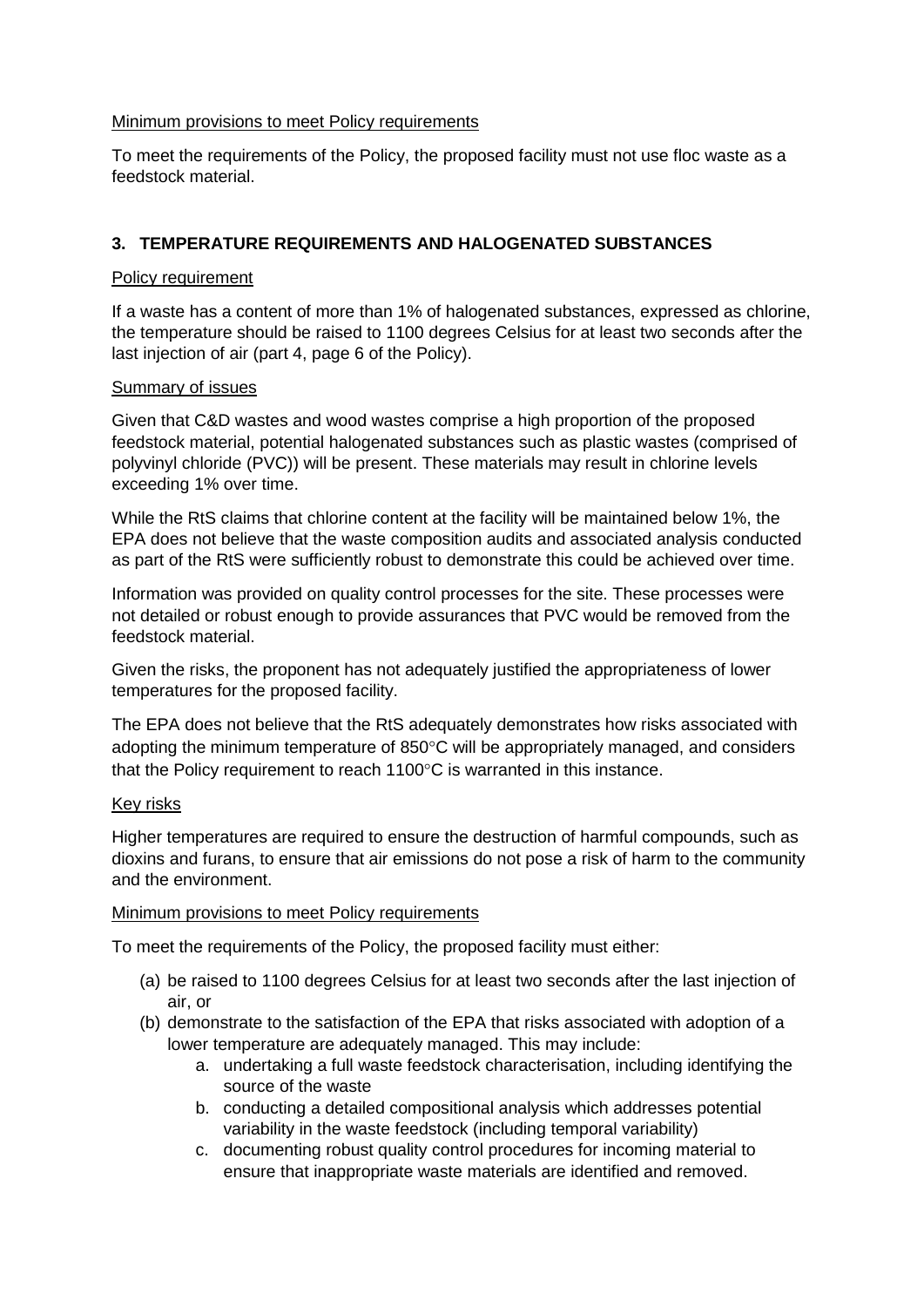Minimum provisions to meet Policy requirements

To meet the requirements of the Policy, the proposed facility must not use floc waste as a feedstock material.

## 3. TEMPERATURE REQUIREMENTS AND HALOGENATED SUBSTANCES

Policy requirement

If a waste has a content of more than 1% of halogenated substances, expressed as chlorine, the temperature should be raised to 1100 degrees Celsius for at least two seconds after the last injection of air (part 4, page 6 of the Policy).

Summary of issues

Given that C&D wastes and wood wastes comprise a high proportion of the proposed feedstock material, potential halogenated substances such as plastic wastes (comprised of polyvinyl chloride (PVC)) will be present. These materials may result in chlorine levels exceeding 1% over time.

While the RtS claims that chlorine content at the facility will be maintained below 1%, the EPA does not believe that the waste composition audits and associated analysis conducted as part of the RtS were sufficiently robust to demonstrate this could be achieved over time.

Information was provided on quality control processes for the site. These processes were not detailed or robust enough to provide assurances that PVC would be removed from the feedstock material.

Given the risks, the proponent has not adequately justified the appropriateness of lower temperatures for the proposed facility.

The EPA does not believe that the RtS adequately demonstrates how risks associated with adopting the minimum temperature of 850°C will be appropriately managed, and considers that the Policy requirement to reach 1100°C is warranted in this instance.

Key risks

Higher temperatures are required to ensure the destruction of harmful compounds, such as dioxins and furans, to ensure that air emissions do not pose a risk of harm to the community and the environment.

Minimum provisions to meet Policy requirements

To meet the requirements of the Policy, the proposed facility must either:

(a) be raised to 1100 degrees Celsius for at least two seconds after the last injection of air, or
(b) demonstrate to the satisfaction of the EPA that risks associated with adoption of a lower temperature are adequately managed. This may include:
    a. undertaking a full waste feedstock characterisation, including identifying the source of the waste
    b. conducting a detailed compositional analysis which addresses potential variability in the waste feedstock (including temporal variability)
    c. documenting robust quality control procedures for incoming material to ensure that inappropriate waste materials are identified and removed.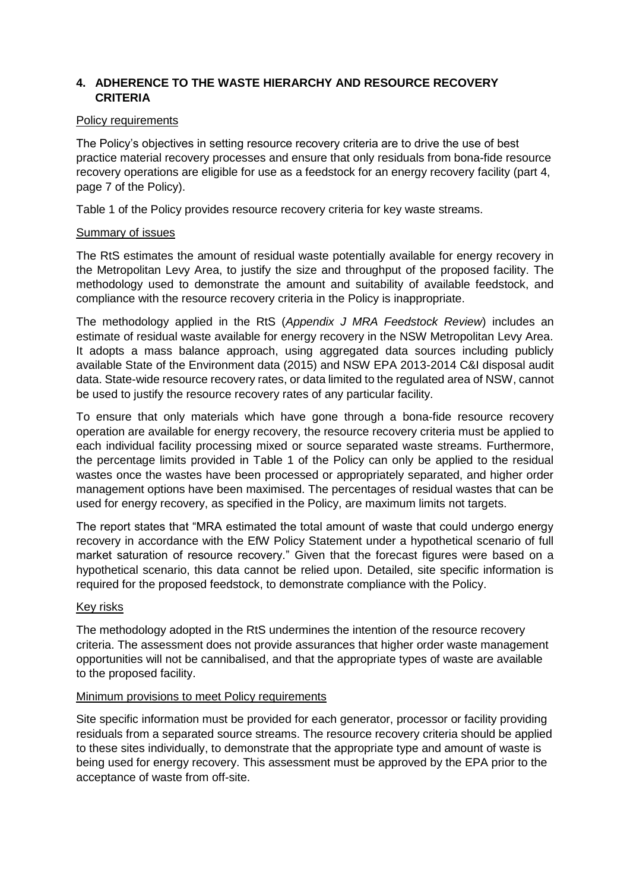## 4. ADHERENCE TO THE WASTE HIERARCHY AND RESOURCE RECOVERY CRITERIA

Policy requirements

The Policy's objectives in setting resource recovery criteria are to drive the use of best practice material recovery processes and ensure that only residuals from bona-fide resource recovery operations are eligible for use as a feedstock for an energy recovery facility (part 4, page 7 of the Policy).

Table 1 of the Policy provides resource recovery criteria for key waste streams.

Summary of issues

The RtS estimates the amount of residual waste potentially available for energy recovery in the Metropolitan Levy Area, to justify the size and throughput of the proposed facility. The methodology used to demonstrate the amount and suitability of available feedstock, and compliance with the resource recovery criteria in the Policy is inappropriate.

The methodology applied in the RtS (*Appendix J MRA Feedstock Review*) includes an estimate of residual waste available for energy recovery in the NSW Metropolitan Levy Area. It adopts a mass balance approach, using aggregated data sources including publicly available State of the Environment data (2015) and NSW EPA 2013-2014 C&I disposal audit data. State-wide resource recovery rates, or data limited to the regulated area of NSW, cannot be used to justify the resource recovery rates of any particular facility.

To ensure that only materials which have gone through a bona-fide resource recovery operation are available for energy recovery, the resource recovery criteria must be applied to each individual facility processing mixed or source separated waste streams. Furthermore, the percentage limits provided in Table 1 of the Policy can only be applied to the residual wastes once the wastes have been processed or appropriately separated, and higher order management options have been maximised. The percentages of residual wastes that can be used for energy recovery, as specified in the Policy, are maximum limits not targets.

The report states that "MRA estimated the total amount of waste that could undergo energy recovery in accordance with the EfW Policy Statement under a hypothetical scenario of full market saturation of resource recovery." Given that the forecast figures were based on a hypothetical scenario, this data cannot be relied upon. Detailed, site specific information is required for the proposed feedstock, to demonstrate compliance with the Policy.

Key risks

The methodology adopted in the RtS undermines the intention of the resource recovery criteria. The assessment does not provide assurances that higher order waste management opportunities will not be cannibalised, and that the appropriate types of waste are available to the proposed facility.

Minimum provisions to meet Policy requirements

Site specific information must be provided for each generator, processor or facility providing residuals from a separated source streams. The resource recovery criteria should be applied to these sites individually, to demonstrate that the appropriate type and amount of waste is being used for energy recovery. This assessment must be approved by the EPA prior to the acceptance of waste from off-site.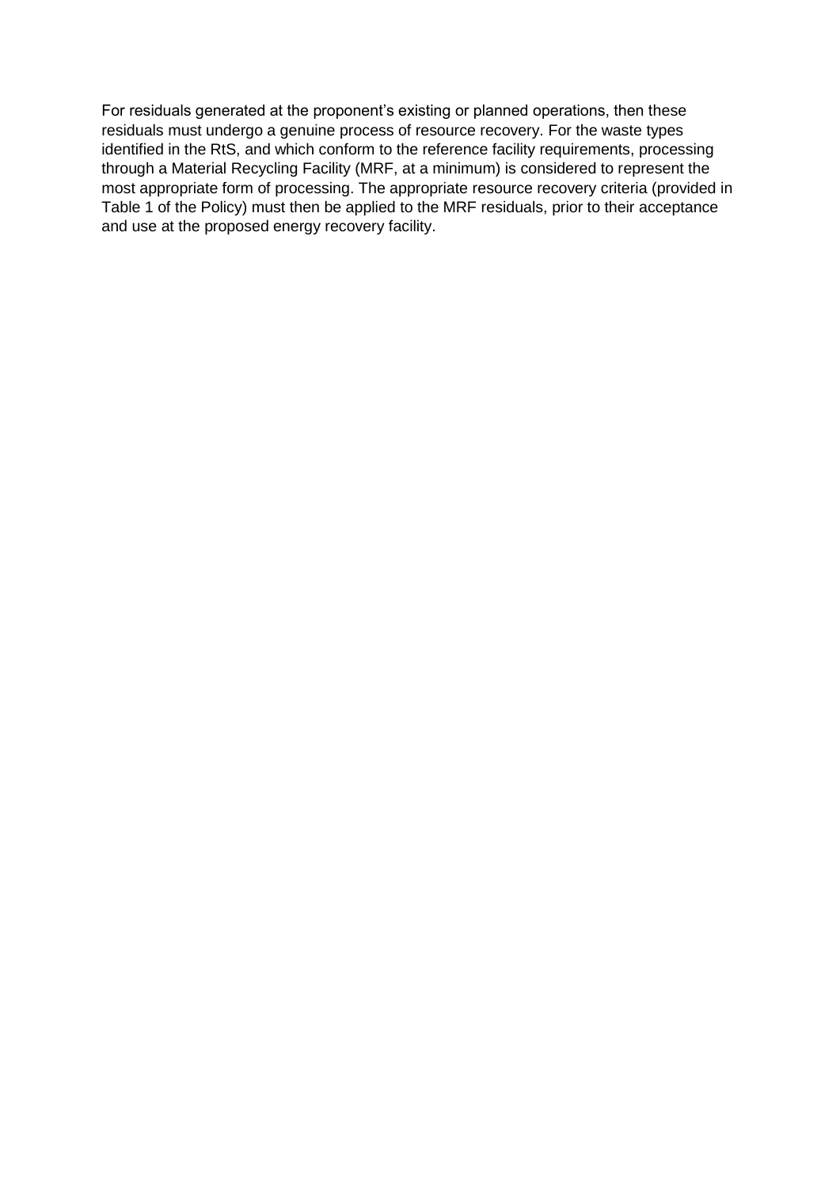For residuals generated at the proponent's existing or planned operations, then these residuals must undergo a genuine process of resource recovery. For the waste types identified in the RtS, and which conform to the reference facility requirements, processing through a Material Recycling Facility (MRF, at a minimum) is considered to represent the most appropriate form of processing. The appropriate resource recovery criteria (provided in Table 1 of the Policy) must then be applied to the MRF residuals, prior to their acceptance and use at the proposed energy recovery facility.